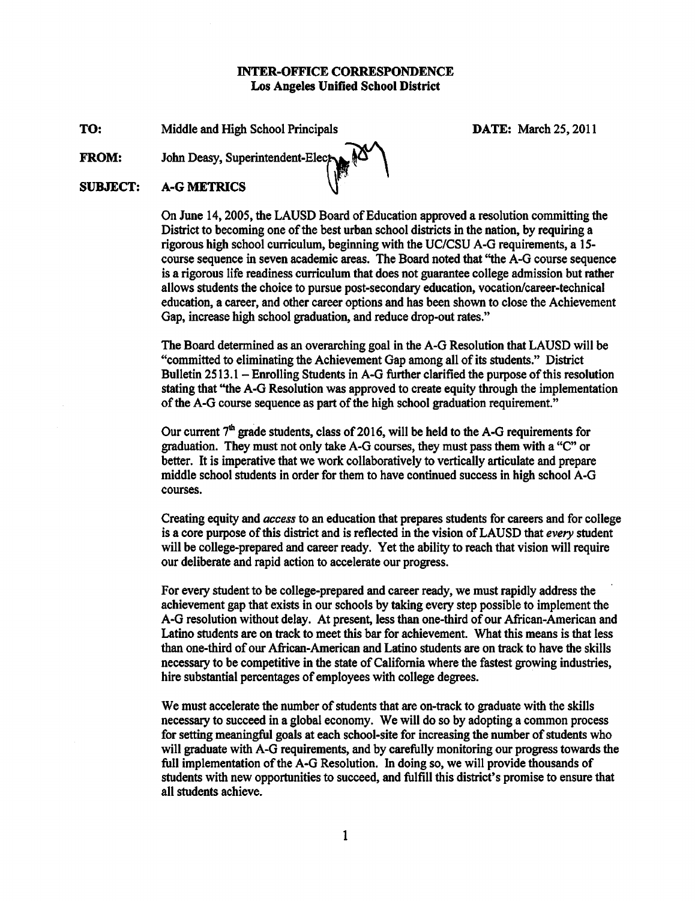**INTER-OFFICE CORRESPONDENCE**
**Los Angeles Unified School District**

**TO:** Middle and High School Principals **DATE:** March 25, 2011

**FROM:** John Deasy, Superintendent-Elect

**SUBJECT:** **A-G METRICS**

On June 14, 2005, the LAUSD Board of Education approved a resolution committing the District to becoming one of the best urban school districts in the nation, by requiring a rigorous high school curriculum, beginning with the UC/CSU A-G requirements, a 15-course sequence in seven academic areas. The Board noted that "the A-G course sequence is a rigorous life readiness curriculum that does not guarantee college admission but rather allows students the choice to pursue post-secondary education, vocation/career-technical education, a career, and other career options and has been shown to close the Achievement Gap, increase high school graduation, and reduce drop-out rates."

The Board determined as an overarching goal in the A-G Resolution that LAUSD will be "committed to eliminating the Achievement Gap among all of its students." District Bulletin 2513.1 – Enrolling Students in A-G further clarified the purpose of this resolution stating that "the A-G Resolution was approved to create equity through the implementation of the A-G course sequence as part of the high school graduation requirement."

Our current 7th grade students, class of 2016, will be held to the A-G requirements for graduation. They must not only take A-G courses, they must pass them with a "C" or better. It is imperative that we work collaboratively to vertically articulate and prepare middle school students in order for them to have continued success in high school A-G courses.

Creating equity and *access* to an education that prepares students for careers and for college is a core purpose of this district and is reflected in the vision of LAUSD that *every* student will be college-prepared and career ready. Yet the ability to reach that vision will require our deliberate and rapid action to accelerate our progress.

For every student to be college-prepared and career ready, we must rapidly address the achievement gap that exists in our schools by taking every step possible to implement the A-G resolution without delay. At present, less than one-third of our African-American and Latino students are on track to meet this bar for achievement. What this means is that less than one-third of our African-American and Latino students are on track to have the skills necessary to be competitive in the state of California where the fastest growing industries, hire substantial percentages of employees with college degrees.

We must accelerate the number of students that are on-track to graduate with the skills necessary to succeed in a global economy. We will do so by adopting a common process for setting meaningful goals at each school-site for increasing the number of students who will graduate with A-G requirements, and by carefully monitoring our progress towards the full implementation of the A-G Resolution. In doing so, we will provide thousands of students with new opportunities to succeed, and fulfill this district's promise to ensure that all students achieve.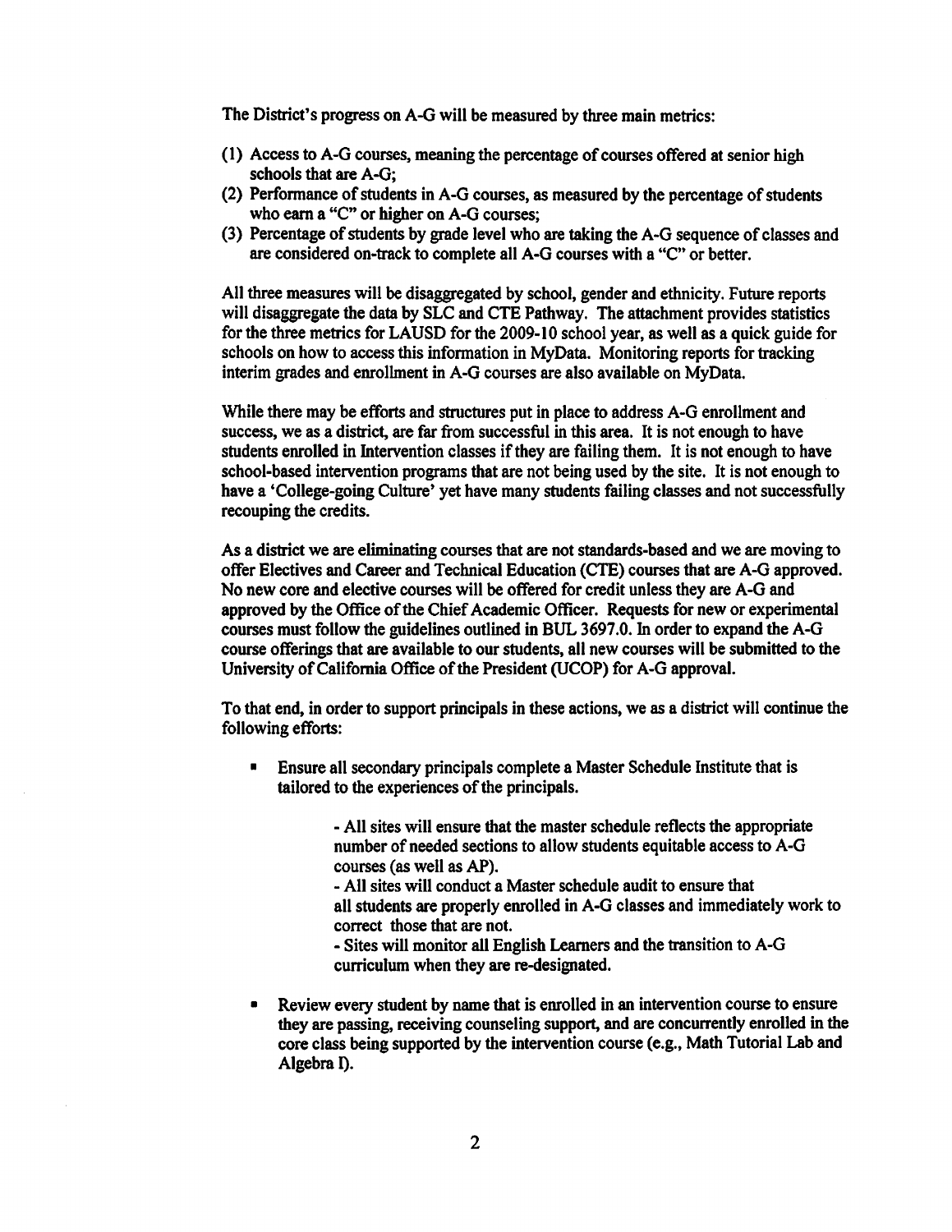The District's progress on A-G will be measured by three main metrics:

(1) Access to A-G courses, meaning the percentage of courses offered at senior high schools that are A-G;
(2) Performance of students in A-G courses, as measured by the percentage of students who earn a "C" or higher on A-G courses;
(3) Percentage of students by grade level who are taking the A-G sequence of classes and are considered on-track to complete all A-G courses with a "C" or better.

All three measures will be disaggregated by school, gender and ethnicity. Future reports will disaggregate the data by SLC and CTE Pathway. The attachment provides statistics for the three metrics for LAUSD for the 2009-10 school year, as well as a quick guide for schools on how to access this information in MyData. Monitoring reports for tracking interim grades and enrollment in A-G courses are also available on MyData.

While there may be efforts and structures put in place to address A-G enrollment and success, we as a district, are far from successful in this area. It is not enough to have students enrolled in Intervention classes if they are failing them. It is not enough to have school-based intervention programs that are not being used by the site. It is not enough to have a 'College-going Culture' yet have many students failing classes and not successfully recouping the credits.

As a district we are eliminating courses that are not standards-based and we are moving to offer Electives and Career and Technical Education (CTE) courses that are A-G approved. No new core and elective courses will be offered for credit unless they are A-G and approved by the Office of the Chief Academic Officer. Requests for new or experimental courses must follow the guidelines outlined in BUL 3697.0. In order to expand the A-G course offerings that are available to our students, all new courses will be submitted to the University of California Office of the President (UCOP) for A-G approval.

To that end, in order to support principals in these actions, we as a district will continue the following efforts:

- Ensure all secondary principals complete a Master Schedule Institute that is tailored to the experiences of the principals.

  - All sites will ensure that the master schedule reflects the appropriate number of needed sections to allow students equitable access to A-G courses (as well as AP).
  - All sites will conduct a Master schedule audit to ensure that all students are properly enrolled in A-G classes and immediately work to correct those that are not.
  - Sites will monitor all English Learners and the transition to A-G curriculum when they are re-designated.

- Review every student by name that is enrolled in an intervention course to ensure they are passing, receiving counseling support, and are concurrently enrolled in the core class being supported by the intervention course (e.g., Math Tutorial Lab and Algebra I).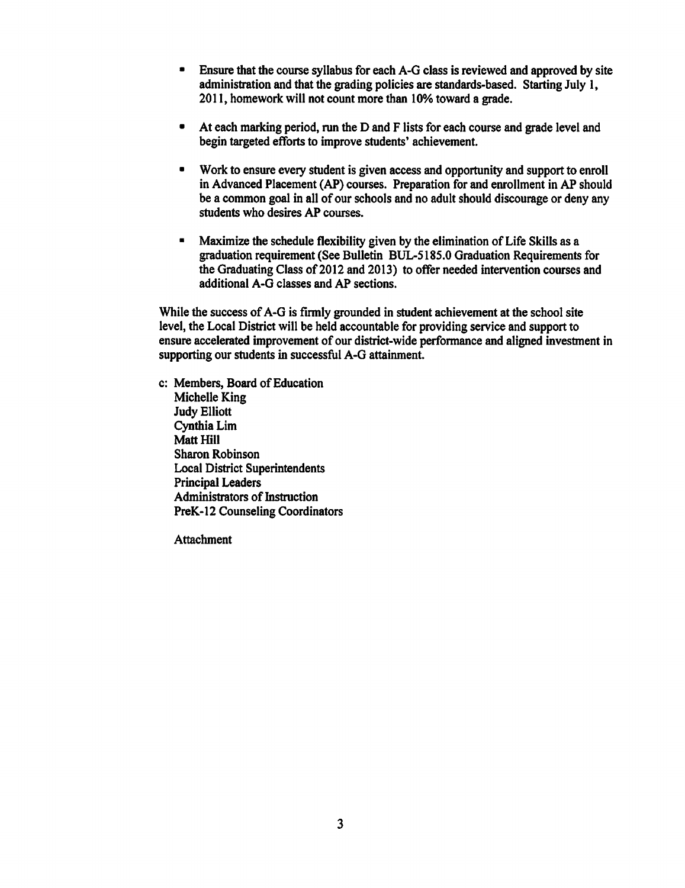- Ensure that the course syllabus for each A-G class is reviewed and approved by site administration and that the grading policies are standards-based. Starting July 1, 2011, homework will not count more than 10% toward a grade.

- At each marking period, run the D and F lists for each course and grade level and begin targeted efforts to improve students' achievement.

- Work to ensure every student is given access and opportunity and support to enroll in Advanced Placement (AP) courses. Preparation for and enrollment in AP should be a common goal in all of our schools and no adult should discourage or deny any students who desires AP courses.

- Maximize the schedule flexibility given by the elimination of Life Skills as a graduation requirement (See Bulletin BUL-5185.0 Graduation Requirements for the Graduating Class of 2012 and 2013) to offer needed intervention courses and additional A-G classes and AP sections.

While the success of A-G is firmly grounded in student achievement at the school site level, the Local District will be held accountable for providing service and support to ensure accelerated improvement of our district-wide performance and aligned investment in supporting our students in successful A-G attainment.

c: Members, Board of Education
Michelle King
Judy Elliott
Cynthia Lim
Matt Hill
Sharon Robinson
Local District Superintendents
Principal Leaders
Administrators of Instruction
PreK-12 Counseling Coordinators

Attachment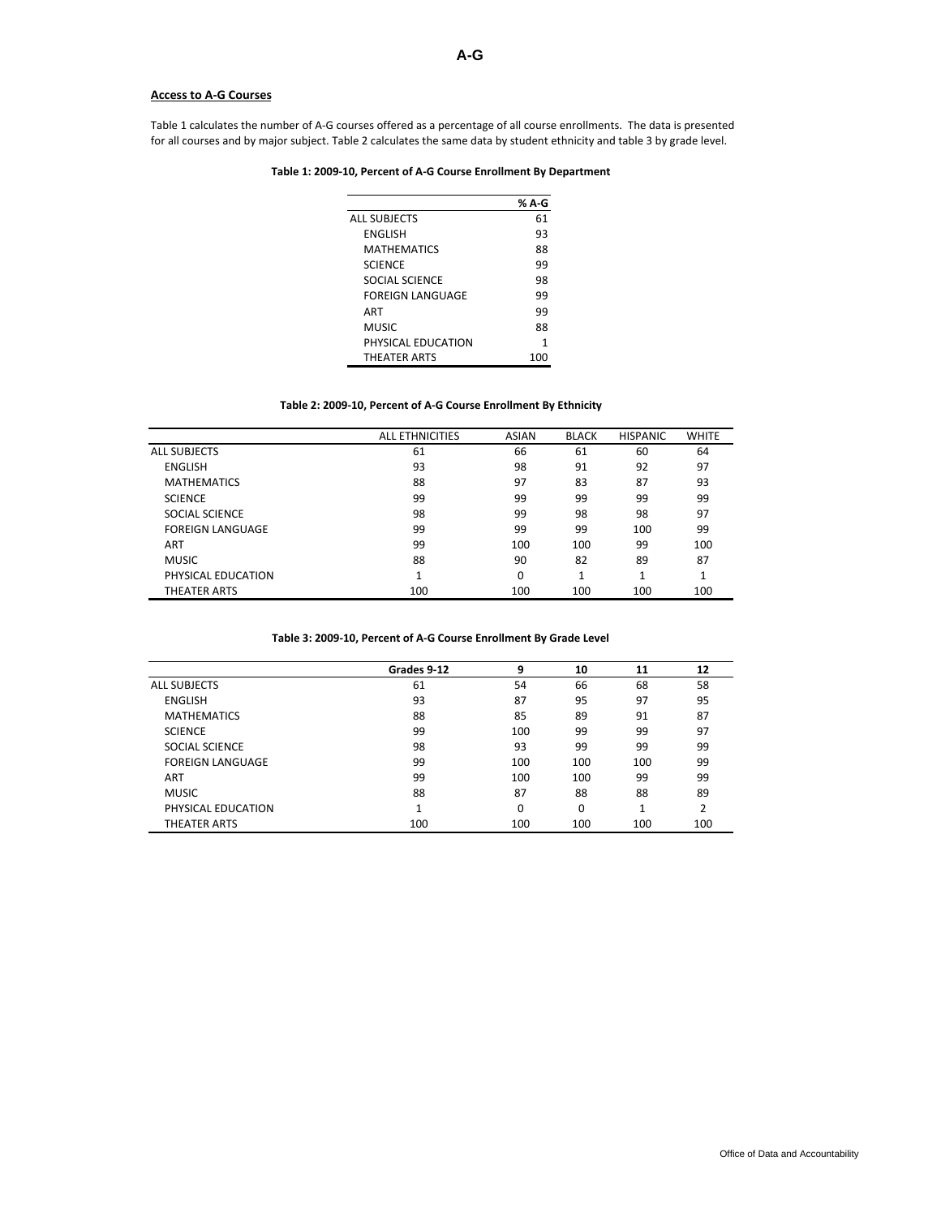# A-G

**Access to A-G Courses**

Table 1 calculates the number of A-G courses offered as a percentage of all course enrollments. The data is presented for all courses and by major subject. Table 2 calculates the same data by student ethnicity and table 3 by grade level.

**Table 1: 2009-10, Percent of A-G Course Enrollment By Department**

| | % A-G |
|---|---|
| ALL SUBJECTS | 61 |
| ENGLISH | 93 |
| MATHEMATICS | 88 |
| SCIENCE | 99 |
| SOCIAL SCIENCE | 98 |
| FOREIGN LANGUAGE | 99 |
| ART | 99 |
| MUSIC | 88 |
| PHYSICAL EDUCATION | 1 |
| THEATER ARTS | 100 |

**Table 2: 2009-10, Percent of A-G Course Enrollment By Ethnicity**

| | ALL ETHNICITIES | ASIAN | BLACK | HISPANIC | WHITE |
|---|---|---|---|---|---|
| ALL SUBJECTS | 61 | 66 | 61 | 60 | 64 |
| ENGLISH | 93 | 98 | 91 | 92 | 97 |
| MATHEMATICS | 88 | 97 | 83 | 87 | 93 |
| SCIENCE | 99 | 99 | 99 | 99 | 99 |
| SOCIAL SCIENCE | 98 | 99 | 98 | 98 | 97 |
| FOREIGN LANGUAGE | 99 | 99 | 99 | 100 | 99 |
| ART | 99 | 100 | 100 | 99 | 100 |
| MUSIC | 88 | 90 | 82 | 89 | 87 |
| PHYSICAL EDUCATION | 1 | 0 | 1 | 1 | 1 |
| THEATER ARTS | 100 | 100 | 100 | 100 | 100 |

**Table 3: 2009-10, Percent of A-G Course Enrollment By Grade Level**

| | Grades 9-12 | 9 | 10 | 11 | 12 |
|---|---|---|---|---|---|
| ALL SUBJECTS | 61 | 54 | 66 | 68 | 58 |
| ENGLISH | 93 | 87 | 95 | 97 | 95 |
| MATHEMATICS | 88 | 85 | 89 | 91 | 87 |
| SCIENCE | 99 | 100 | 99 | 99 | 97 |
| SOCIAL SCIENCE | 98 | 93 | 99 | 99 | 99 |
| FOREIGN LANGUAGE | 99 | 100 | 100 | 100 | 99 |
| ART | 99 | 100 | 100 | 99 | 99 |
| MUSIC | 88 | 87 | 88 | 88 | 89 |
| PHYSICAL EDUCATION | 1 | 0 | 0 | 1 | 2 |
| THEATER ARTS | 100 | 100 | 100 | 100 | 100 |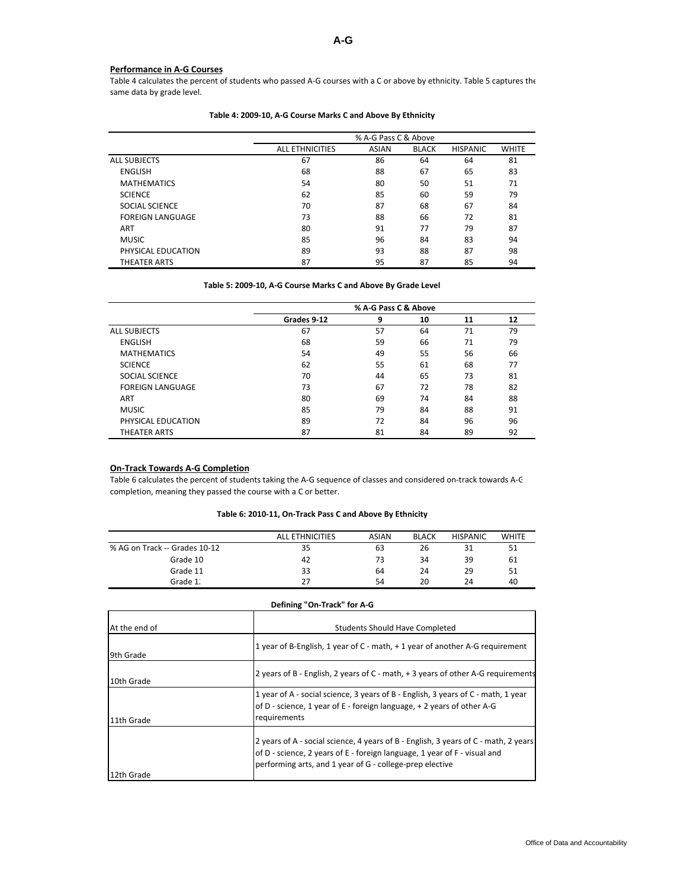# A-G

**Performance in A-G Courses**

Table 4 calculates the percent of students who passed A-G courses with a C or above by ethnicity. Table 5 captures the same data by grade level.

**Table 4: 2009-10, A-G Course Marks C and Above By Ethnicity**

| | % A-G Pass C & Above | | | | |
|---|---|---|---|---|---|
| | ALL ETHNICITIES | ASIAN | BLACK | HISPANIC | WHITE |
| ALL SUBJECTS | 67 | 86 | 64 | 64 | 81 |
| ENGLISH | 68 | 88 | 67 | 65 | 83 |
| MATHEMATICS | 54 | 80 | 50 | 51 | 71 |
| SCIENCE | 62 | 85 | 60 | 59 | 79 |
| SOCIAL SCIENCE | 70 | 87 | 68 | 67 | 84 |
| FOREIGN LANGUAGE | 73 | 88 | 66 | 72 | 81 |
| ART | 80 | 91 | 77 | 79 | 87 |
| MUSIC | 85 | 96 | 84 | 83 | 94 |
| PHYSICAL EDUCATION | 89 | 93 | 88 | 87 | 98 |
| THEATER ARTS | 87 | 95 | 87 | 85 | 94 |

**Table 5: 2009-10, A-G Course Marks C and Above By Grade Level**

| | **% A-G Pass C & Above** | | | | |
|---|---|---|---|---|---|
| | **Grades 9-12** | **9** | **10** | **11** | **12** |
| ALL SUBJECTS | 67 | 57 | 64 | 71 | 79 |
| ENGLISH | 68 | 59 | 66 | 71 | 79 |
| MATHEMATICS | 54 | 49 | 55 | 56 | 66 |
| SCIENCE | 62 | 55 | 61 | 68 | 77 |
| SOCIAL SCIENCE | 70 | 44 | 65 | 73 | 81 |
| FOREIGN LANGUAGE | 73 | 67 | 72 | 78 | 82 |
| ART | 80 | 69 | 74 | 84 | 88 |
| MUSIC | 85 | 79 | 84 | 88 | 91 |
| PHYSICAL EDUCATION | 89 | 72 | 84 | 96 | 96 |
| THEATER ARTS | 87 | 81 | 84 | 89 | 92 |

**On-Track Towards A-G Completion**

Table 6 calculates the percent of students taking the A-G sequence of classes and considered on-track towards A-G completion, meaning they passed the course with a C or better.

**Table 6: 2010-11, On-Track Pass C and Above By Ethnicity**

| | ALL ETHNICITIES | ASIAN | BLACK | HISPANIC | WHITE |
|---|---|---|---|---|---|
| % AG on Track -- Grades 10-12 | 35 | 63 | 26 | 31 | 51 |
| Grade 10 | 42 | 73 | 34 | 39 | 61 |
| Grade 11 | 33 | 64 | 24 | 29 | 51 |
| Grade 12 | 27 | 54 | 20 | 24 | 40 |

**Defining "On-Track" for A-G**

| At the end of | Students Should Have Completed |
|---|---|
| 9th Grade | 1 year of B-English, 1 year of C - math, + 1 year of another A-G requirement |
| 10th Grade | 2 years of B - English, 2 years of C - math, + 3 years of other A-G requirements |
| 11th Grade | 1 year of A - social science, 3 years of B - English, 3 years of C - math, 1 year of D - science, 1 year of E - foreign language, + 2 years of other A-G requirements |
| 12th Grade | 2 years of A - social science, 4 years of B - English, 3 years of C - math, 2 years of D - science, 2 years of E - foreign language, 1 year of F - visual and performing arts, and 1 year of G - college-prep elective |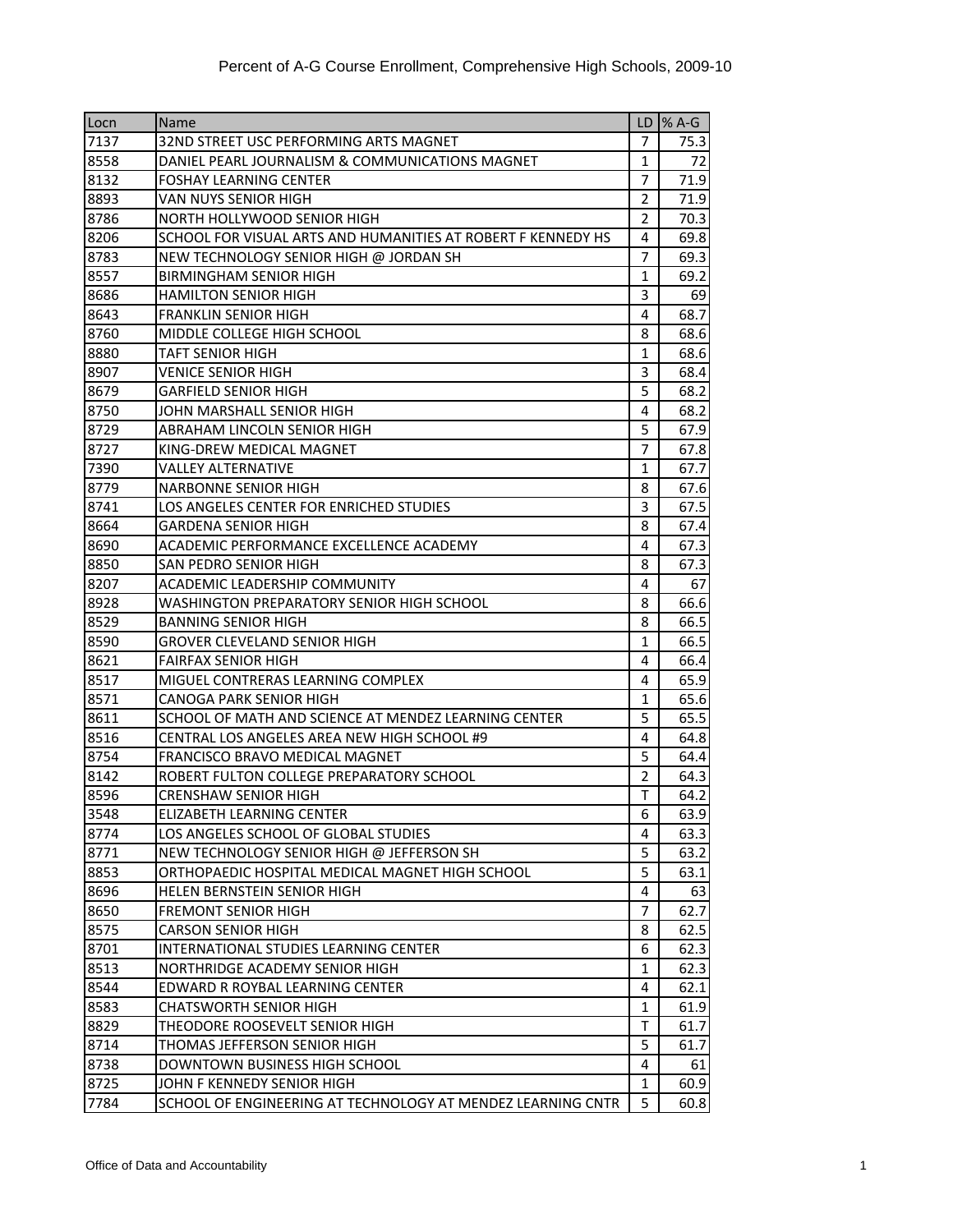# Percent of A-G Course Enrollment, Comprehensive High Schools, 2009-10

| Locn | Name | LD | % A-G |
|---|---|---|---|
| 7137 | 32ND STREET USC PERFORMING ARTS MAGNET | 7 | 75.3 |
| 8558 | DANIEL PEARL JOURNALISM & COMMUNICATIONS MAGNET | 1 | 72 |
| 8132 | FOSHAY LEARNING CENTER | 7 | 71.9 |
| 8893 | VAN NUYS SENIOR HIGH | 2 | 71.9 |
| 8786 | NORTH HOLLYWOOD SENIOR HIGH | 2 | 70.3 |
| 8206 | SCHOOL FOR VISUAL ARTS AND HUMANITIES AT ROBERT F KENNEDY HS | 4 | 69.8 |
| 8783 | NEW TECHNOLOGY SENIOR HIGH @ JORDAN SH | 7 | 69.3 |
| 8557 | BIRMINGHAM SENIOR HIGH | 1 | 69.2 |
| 8686 | HAMILTON SENIOR HIGH | 3 | 69 |
| 8643 | FRANKLIN SENIOR HIGH | 4 | 68.7 |
| 8760 | MIDDLE COLLEGE HIGH SCHOOL | 8 | 68.6 |
| 8880 | TAFT SENIOR HIGH | 1 | 68.6 |
| 8907 | VENICE SENIOR HIGH | 3 | 68.4 |
| 8679 | GARFIELD SENIOR HIGH | 5 | 68.2 |
| 8750 | JOHN MARSHALL SENIOR HIGH | 4 | 68.2 |
| 8729 | ABRAHAM LINCOLN SENIOR HIGH | 5 | 67.9 |
| 8727 | KING-DREW MEDICAL MAGNET | 7 | 67.8 |
| 7390 | VALLEY ALTERNATIVE | 1 | 67.7 |
| 8779 | NARBONNE SENIOR HIGH | 8 | 67.6 |
| 8741 | LOS ANGELES CENTER FOR ENRICHED STUDIES | 3 | 67.5 |
| 8664 | GARDENA SENIOR HIGH | 8 | 67.4 |
| 8690 | ACADEMIC PERFORMANCE EXCELLENCE ACADEMY | 4 | 67.3 |
| 8850 | SAN PEDRO SENIOR HIGH | 8 | 67.3 |
| 8207 | ACADEMIC LEADERSHIP COMMUNITY | 4 | 67 |
| 8928 | WASHINGTON PREPARATORY SENIOR HIGH SCHOOL | 8 | 66.6 |
| 8529 | BANNING SENIOR HIGH | 8 | 66.5 |
| 8590 | GROVER CLEVELAND SENIOR HIGH | 1 | 66.5 |
| 8621 | FAIRFAX SENIOR HIGH | 4 | 66.4 |
| 8517 | MIGUEL CONTRERAS LEARNING COMPLEX | 4 | 65.9 |
| 8571 | CANOGA PARK SENIOR HIGH | 1 | 65.6 |
| 8611 | SCHOOL OF MATH AND SCIENCE AT MENDEZ LEARNING CENTER | 5 | 65.5 |
| 8516 | CENTRAL LOS ANGELES AREA NEW HIGH SCHOOL #9 | 4 | 64.8 |
| 8754 | FRANCISCO BRAVO MEDICAL MAGNET | 5 | 64.4 |
| 8142 | ROBERT FULTON COLLEGE PREPARATORY SCHOOL | 2 | 64.3 |
| 8596 | CRENSHAW SENIOR HIGH | T | 64.2 |
| 3548 | ELIZABETH LEARNING CENTER | 6 | 63.9 |
| 8774 | LOS ANGELES SCHOOL OF GLOBAL STUDIES | 4 | 63.3 |
| 8771 | NEW TECHNOLOGY SENIOR HIGH @ JEFFERSON SH | 5 | 63.2 |
| 8853 | ORTHOPAEDIC HOSPITAL MEDICAL MAGNET HIGH SCHOOL | 5 | 63.1 |
| 8696 | HELEN BERNSTEIN SENIOR HIGH | 4 | 63 |
| 8650 | FREMONT SENIOR HIGH | 7 | 62.7 |
| 8575 | CARSON SENIOR HIGH | 8 | 62.5 |
| 8701 | INTERNATIONAL STUDIES LEARNING CENTER | 6 | 62.3 |
| 8513 | NORTHRIDGE ACADEMY SENIOR HIGH | 1 | 62.3 |
| 8544 | EDWARD R ROYBAL LEARNING CENTER | 4 | 62.1 |
| 8583 | CHATSWORTH SENIOR HIGH | 1 | 61.9 |
| 8829 | THEODORE ROOSEVELT SENIOR HIGH | T | 61.7 |
| 8714 | THOMAS JEFFERSON SENIOR HIGH | 5 | 61.7 |
| 8738 | DOWNTOWN BUSINESS HIGH SCHOOL | 4 | 61 |
| 8725 | JOHN F KENNEDY SENIOR HIGH | 1 | 60.9 |
| 7784 | SCHOOL OF ENGINEERING AT TECHNOLOGY AT MENDEZ LEARNING CNTR | 5 | 60.8 |

Office of Data and Accountability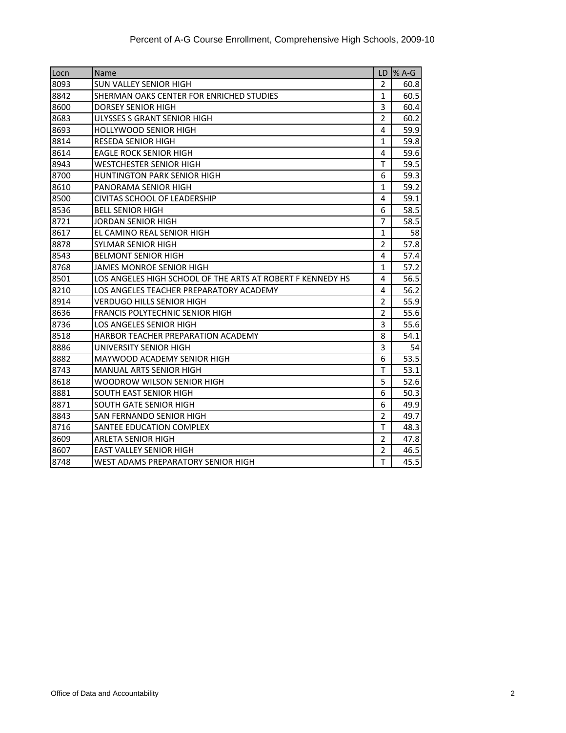Percent of A-G Course Enrollment, Comprehensive High Schools, 2009-10

| Locn | Name | LD | % A-G |
|---|---|---|---|
| 8093 | SUN VALLEY SENIOR HIGH | 2 | 60.8 |
| 8842 | SHERMAN OAKS CENTER FOR ENRICHED STUDIES | 1 | 60.5 |
| 8600 | DORSEY SENIOR HIGH | 3 | 60.4 |
| 8683 | ULYSSES S GRANT SENIOR HIGH | 2 | 60.2 |
| 8693 | HOLLYWOOD SENIOR HIGH | 4 | 59.9 |
| 8814 | RESEDA SENIOR HIGH | 1 | 59.8 |
| 8614 | EAGLE ROCK SENIOR HIGH | 4 | 59.6 |
| 8943 | WESTCHESTER SENIOR HIGH | T | 59.5 |
| 8700 | HUNTINGTON PARK SENIOR HIGH | 6 | 59.3 |
| 8610 | PANORAMA SENIOR HIGH | 1 | 59.2 |
| 8500 | CIVITAS SCHOOL OF LEADERSHIP | 4 | 59.1 |
| 8536 | BELL SENIOR HIGH | 6 | 58.5 |
| 8721 | JORDAN SENIOR HIGH | 7 | 58.5 |
| 8617 | EL CAMINO REAL SENIOR HIGH | 1 | 58 |
| 8878 | SYLMAR SENIOR HIGH | 2 | 57.8 |
| 8543 | BELMONT SENIOR HIGH | 4 | 57.4 |
| 8768 | JAMES MONROE SENIOR HIGH | 1 | 57.2 |
| 8501 | LOS ANGELES HIGH SCHOOL OF THE ARTS AT ROBERT F KENNEDY HS | 4 | 56.5 |
| 8210 | LOS ANGELES TEACHER PREPARATORY ACADEMY | 4 | 56.2 |
| 8914 | VERDUGO HILLS SENIOR HIGH | 2 | 55.9 |
| 8636 | FRANCIS POLYTECHNIC SENIOR HIGH | 2 | 55.6 |
| 8736 | LOS ANGELES SENIOR HIGH | 3 | 55.6 |
| 8518 | HARBOR TEACHER PREPARATION ACADEMY | 8 | 54.1 |
| 8886 | UNIVERSITY SENIOR HIGH | 3 | 54 |
| 8882 | MAYWOOD ACADEMY SENIOR HIGH | 6 | 53.5 |
| 8743 | MANUAL ARTS SENIOR HIGH | T | 53.1 |
| 8618 | WOODROW WILSON SENIOR HIGH | 5 | 52.6 |
| 8881 | SOUTH EAST SENIOR HIGH | 6 | 50.3 |
| 8871 | SOUTH GATE SENIOR HIGH | 6 | 49.9 |
| 8843 | SAN FERNANDO SENIOR HIGH | 2 | 49.7 |
| 8716 | SANTEE EDUCATION COMPLEX | T | 48.3 |
| 8609 | ARLETA SENIOR HIGH | 2 | 47.8 |
| 8607 | EAST VALLEY SENIOR HIGH | 2 | 46.5 |
| 8748 | WEST ADAMS PREPARATORY SENIOR HIGH | T | 45.5 |

Office of Data and Accountability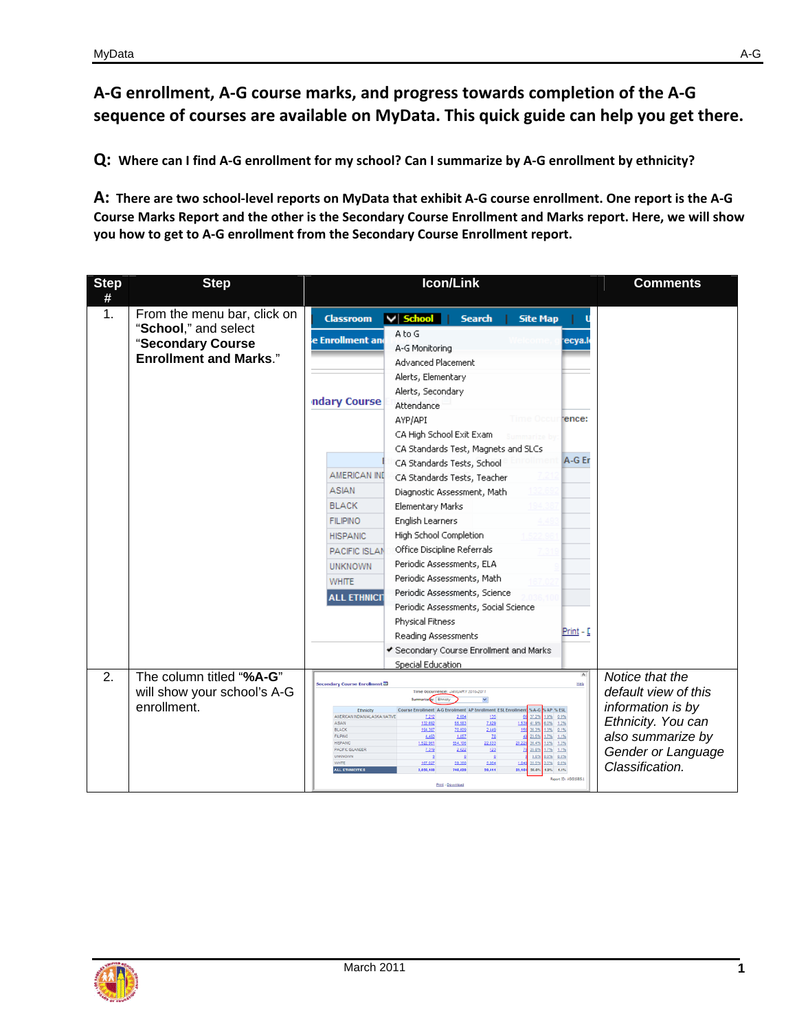## A-G enrollment, A-G course marks, and progress towards completion of the A-G sequence of courses are available on MyData. This quick guide can help you get there.

**Q: Where can I find A-G enrollment for my school? Can I summarize by A-G enrollment by ethnicity?**

**A: There are two school-level reports on MyData that exhibit A-G course enrollment. One report is the A-G Course Marks Report and the other is the Secondary Course Enrollment and Marks report. Here, we will show you how to get to A-G enrollment from the Secondary Course Enrollment report.**

| Step # | Step | Icon/Link | Comments |
|---|---|---|---|
| 1. | From the menu bar, click on "**School**," and select "**Secondary Course Enrollment and Marks**." | | |
| 2. | The column titled "**%A-G**" will show your school's A-G enrollment. | | *Notice that the default view of this information is by Ethnicity. You can also summarize by Gender or Language Classification.* |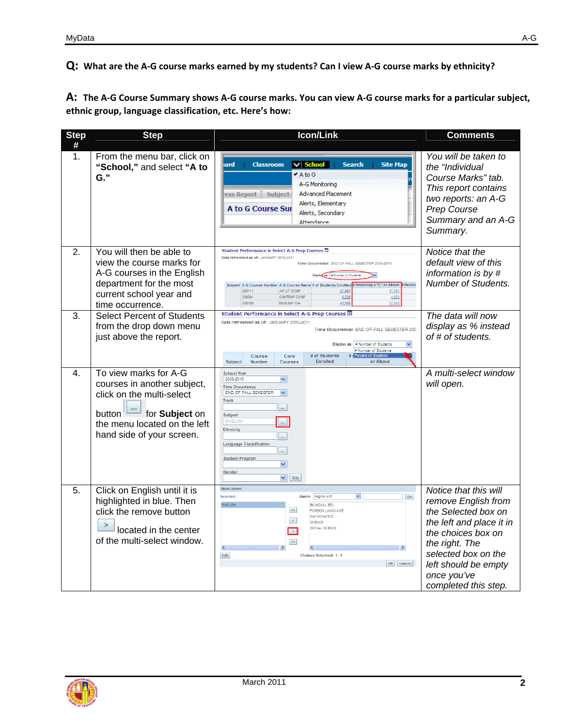**Q: What are the A-G course marks earned by my students? Can I view A-G course marks by ethnicity?**

**A: The A-G Course Summary shows A-G course marks. You can view A-G course marks for a particular subject, ethnic group, language classification, etc. Here's how:**

| Step # | Step | Icon/Link | Comments |
|---|---|---|---|
| 1. | From the menu bar, click on **"School,"** and select **"A to G."** | | *You will be taken to the "Individual Course Marks" tab. This report contains two reports: an A-G Prep Course Summary and an A-G Summary.* |
| 2. | You will then be able to view the course marks for A-G courses in the English department for the most current school year and time occurrence. | | *Notice that the default view of this information is by # Number of Students.* |
| 3. | Select Percent of Students from the drop down menu just above the report. | | *The data will now display as % instead of # of students.* |
| 4. | To view marks for A-G courses in another subject, click on the multi-select button for **Subject** on the menu located on the left hand side of your screen. | | *A multi-select window will open.* |
| 5. | Click on English until it is highlighted in blue. Then click the remove button located in the center of the multi-select window. | | *Notice that this will remove English from the Selected box on the left side and place it in the choices box on the right. The selected box on the left should be empty once you've completed this step.* |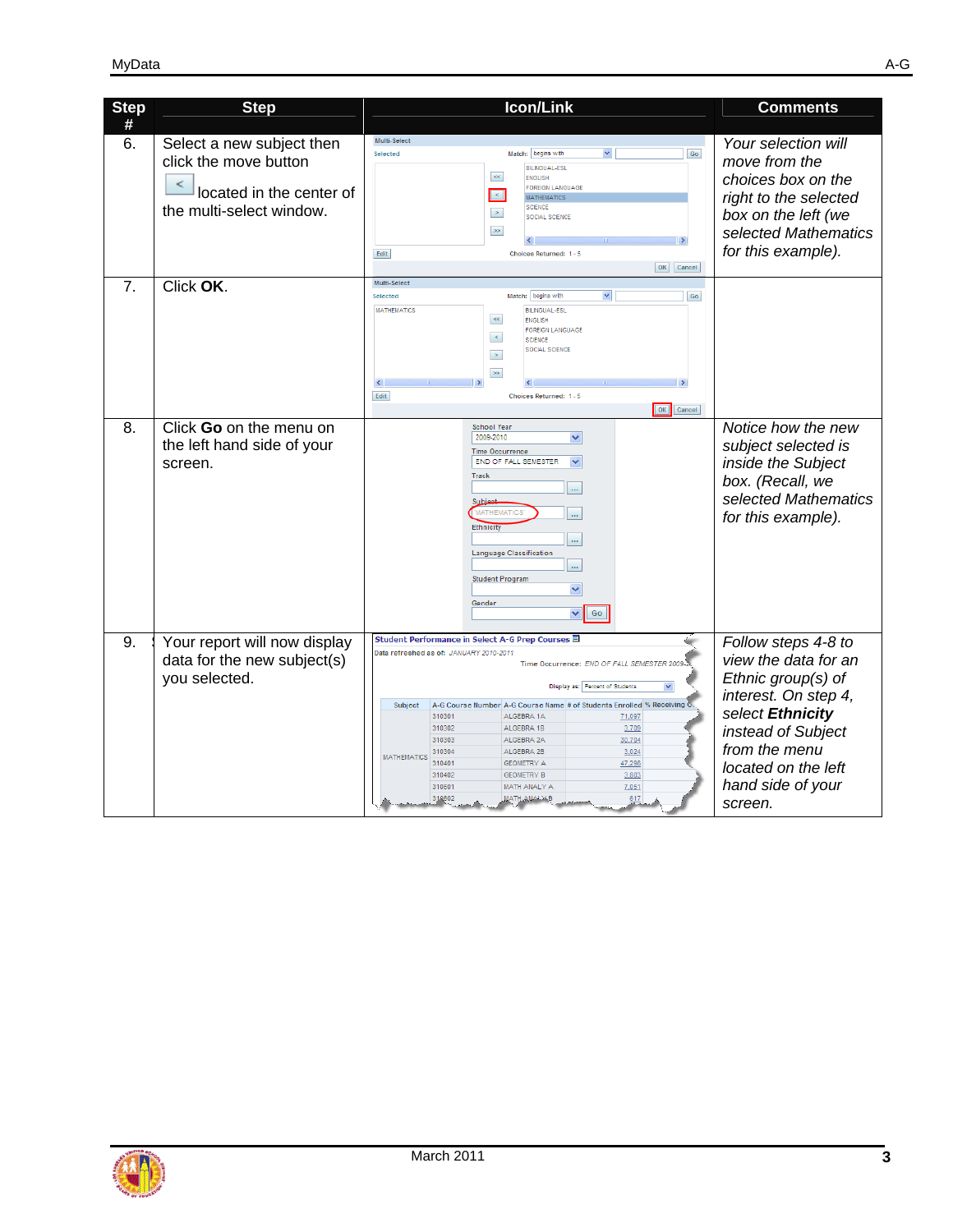| Step # | Step | Icon/Link | Comments |
|---|---|---|---|
| 6. | Select a new subject then click the move button located in the center of the multi-select window. | | *Your selection will move from the choices box on the right to the selected box on the left (we selected Mathematics for this example).* |
| 7. | Click **OK**. | | |
| 8. | Click **Go** on the menu on the left hand side of your screen. | | *Notice how the new subject selected is inside the Subject box. (Recall, we selected Mathematics for this example).* |
| 9. | Your report will now display data for the new subject(s) you selected. | | *Follow steps 4-8 to view the data for an Ethnic group(s) of interest. On step 4, select **Ethnicity** instead of Subject from the menu located on the left hand side of your screen.* |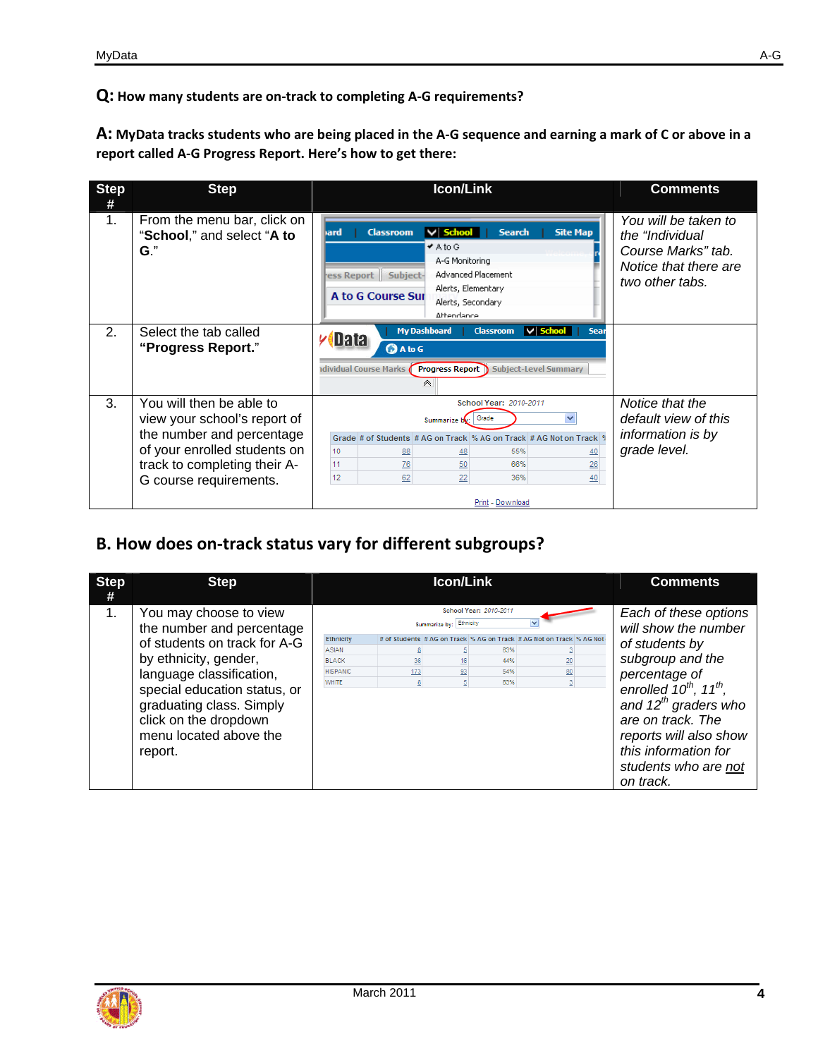**Q: How many students are on-track to completing A-G requirements?**

**A: MyData tracks students who are being placed in the A-G sequence and earning a mark of C or above in a report called A-G Progress Report. Here's how to get there:**

| Step # | Step | Icon/Link | Comments |
|---|---|---|---|
| 1. | From the menu bar, click on "**School**," and select "**A to G**." | | *You will be taken to the "Individual Course Marks" tab. Notice that there are two other tabs.* |
| 2. | Select the tab called **"Progress Report."** | | |
| 3. | You will then be able to view your school's report of the number and percentage of your enrolled students on track to completing their A-G course requirements. | | *Notice that the default view of this information is by grade level.* |

## B. How does on-track status vary for different subgroups?

| Step # | Step | Icon/Link | Comments |
|---|---|---|---|
| 1. | You may choose to view the number and percentage of students on track for A-G by ethnicity, gender, language classification, special education status, or graduating class. Simply click on the dropdown menu located above the report. | | *Each of these options will show the number of students by subgroup and the percentage of enrolled 10th, 11th, and 12th graders who are on track. The reports will also show this information for students who are* ***not*** *on track.* |

March 2011